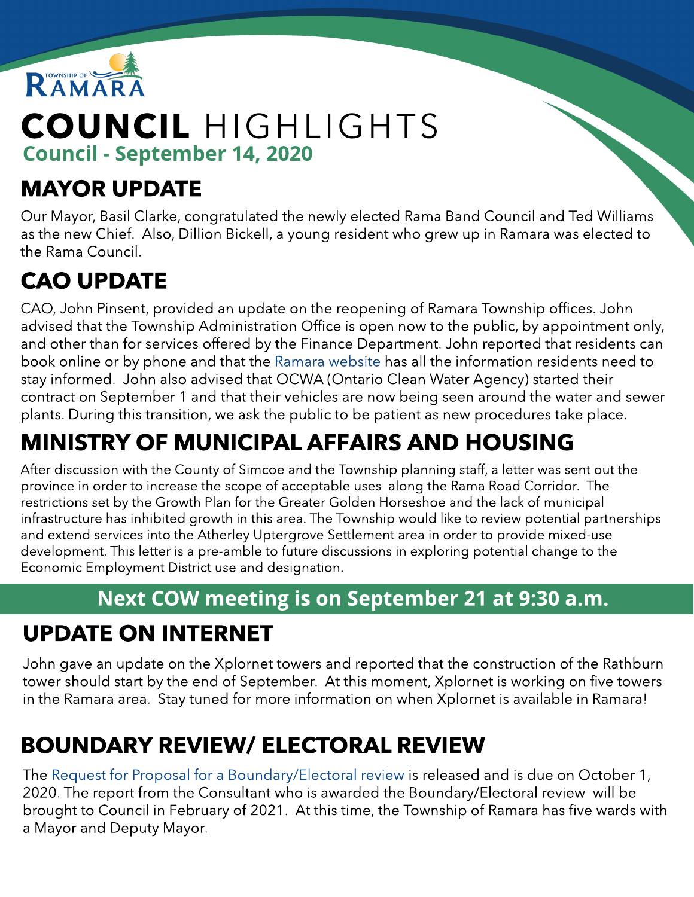TOWNSHIP OF RAMARA

# COUNCIL HIGHLIGHTS

**Council - September 14, 2020**

## MAYOR UPDATE

Our Mayor, Basil Clarke, congratulated the newly elected Rama Band Council and Ted Williams as the new Chief. Also, Dillion Bickell, a young resident who grew up in Ramara was elected to the Rama Council.

## CAO UPDATE

CAO, John Pinsent, provided an update on the reopening of Ramara Township offices. John advised that the Township Administration Office is open now to the public, by appointment only, and other than for services offered by the Finance Department. John reported that residents can book online or by phone and that the Ramara website has all the information residents need to stay informed. John also advised that OCWA (Ontario Clean Water Agency) started their contract on September 1 and that their vehicles are now being seen around the water and sewer plants. During this transition, we ask the public to be patient as new procedures take place.

## MINISTRY OF MUNICIPAL AFFAIRS AND HOUSING

After discussion with the County of Simcoe and the Township planning staff, a letter was sent out the province in order to increase the scope of acceptable uses along the Rama Road Corridor. The restrictions set by the Growth Plan for the Greater Golden Horseshoe and the lack of municipal infrastructure has inhibited growth in this area. The Township would like to review potential partnerships and extend services into the Atherley Uptergrove Settlement area in order to provide mixed-use development. This letter is a pre-amble to future discussions in exploring potential change to the Economic Employment District use and designation.

**Next COW meeting is on September 21 at 9:30 a.m.**

## UPDATE ON INTERNET

John gave an update on the Xplornet towers and reported that the construction of the Rathburn tower should start by the end of September. At this moment, Xplornet is working on five towers in the Ramara area. Stay tuned for more information on when Xplornet is available in Ramara!

## BOUNDARY REVIEW/ ELECTORAL REVIEW

The Request for Proposal for a Boundary/Electoral review is released and is due on October 1, 2020. The report from the Consultant who is awarded the Boundary/Electoral review will be brought to Council in February of 2021. At this time, the Township of Ramara has five wards with a Mayor and Deputy Mayor.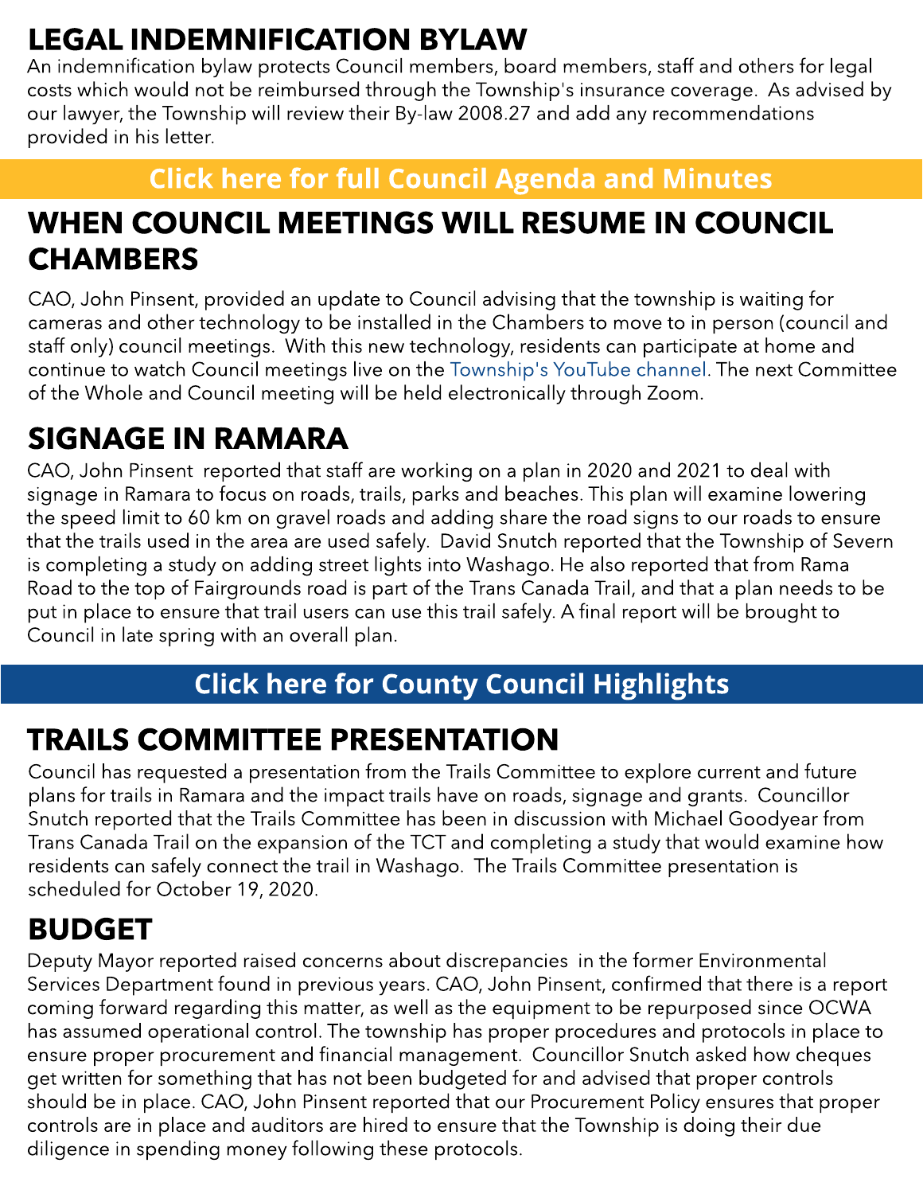## LEGAL INDEMNIFICATION BYLAW

An indemnification bylaw protects Council members, board members, staff and others for legal costs which would not be reimbursed through the Township's insurance coverage.  As advised by our lawyer, the Township will review their By-law 2008.27 and add any recommendations provided in his letter.

**Click here for full Council Agenda and Minutes**

## WHEN COUNCIL MEETINGS WILL RESUME IN COUNCIL CHAMBERS

CAO, John Pinsent, provided an update to Council advising that the township is waiting for cameras and other technology to be installed in the Chambers to move to in person (council and staff only) council meetings.  With this new technology, residents can participate at home and continue to watch Council meetings live on the Township's YouTube channel. The next Committee of the Whole and Council meeting will be held electronically through Zoom.

## SIGNAGE IN RAMARA

CAO, John Pinsent  reported that staff are working on a plan in 2020 and 2021 to deal with signage in Ramara to focus on roads, trails, parks and beaches. This plan will examine lowering the speed limit to 60 km on gravel roads and adding share the road signs to our roads to ensure that the trails used in the area are used safely.  David Snutch reported that the Township of Severn is completing a study on adding street lights into Washago. He also reported that from Rama Road to the top of Fairgrounds road is part of the Trans Canada Trail, and that a plan needs to be put in place to ensure that trail users can use this trail safely. A final report will be brought to Council in late spring with an overall plan.

**Click here for County Council Highlights**

## TRAILS COMMITTEE PRESENTATION

Council has requested a presentation from the Trails Committee to explore current and future plans for trails in Ramara and the impact trails have on roads, signage and grants.  Councillor Snutch reported that the Trails Committee has been in discussion with Michael Goodyear from Trans Canada Trail on the expansion of the TCT and completing a study that would examine how residents can safely connect the trail in Washago.  The Trails Committee presentation is scheduled for October 19, 2020.

## BUDGET

Deputy Mayor reported raised concerns about discrepancies  in the former Environmental Services Department found in previous years. CAO, John Pinsent, confirmed that there is a report coming forward regarding this matter, as well as the equipment to be repurposed since OCWA has assumed operational control. The township has proper procedures and protocols in place to ensure proper procurement and financial management.  Councillor Snutch asked how cheques get written for something that has not been budgeted for and advised that proper controls should be in place. CAO, John Pinsent reported that our Procurement Policy ensures that proper controls are in place and auditors are hired to ensure that the Township is doing their due diligence in spending money following these protocols.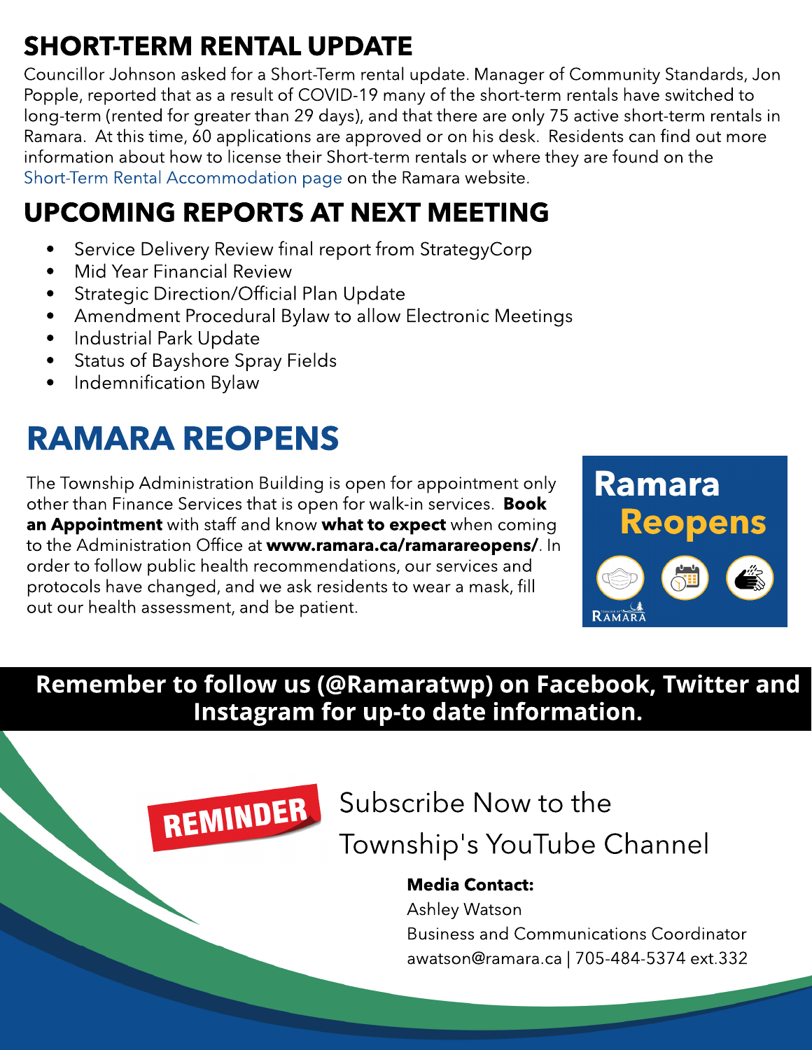## SHORT-TERM RENTAL UPDATE

Councillor Johnson asked for a Short-Term rental update. Manager of Community Standards, Jon Popple, reported that as a result of COVID-19 many of the short-term rentals have switched to long-term (rented for greater than 29 days), and that there are only 75 active short-term rentals in Ramara. At this time, 60 applications are approved or on his desk. Residents can find out more information about how to license their Short-term rentals or where they are found on the Short-Term Rental Accommodation page on the Ramara website.

## UPCOMING REPORTS AT NEXT MEETING

- Service Delivery Review final report from StrategyCorp
- Mid Year Financial Review
- Strategic Direction/Official Plan Update
- Amendment Procedural Bylaw to allow Electronic Meetings
- Industrial Park Update
- Status of Bayshore Spray Fields
- Indemnification Bylaw

## RAMARA REOPENS

The Township Administration Building is open for appointment only other than Finance Services that is open for walk-in services. **Book an Appointment** with staff and know **what to expect** when coming to the Administration Office at **www.ramara.ca/ramarareopens/**. In order to follow public health recommendations, our services and protocols have changed, and we ask residents to wear a mask, fill out our health assessment, and be patient.

Ramara Reopens

**Remember to follow us (@Ramaratwp) on Facebook, Twitter and Instagram for up-to date information.**

REMINDER

Subscribe Now to the Township's YouTube Channel

**Media Contact:**
Ashley Watson
Business and Communications Coordinator
awatson@ramara.ca | 705-484-5374 ext.332